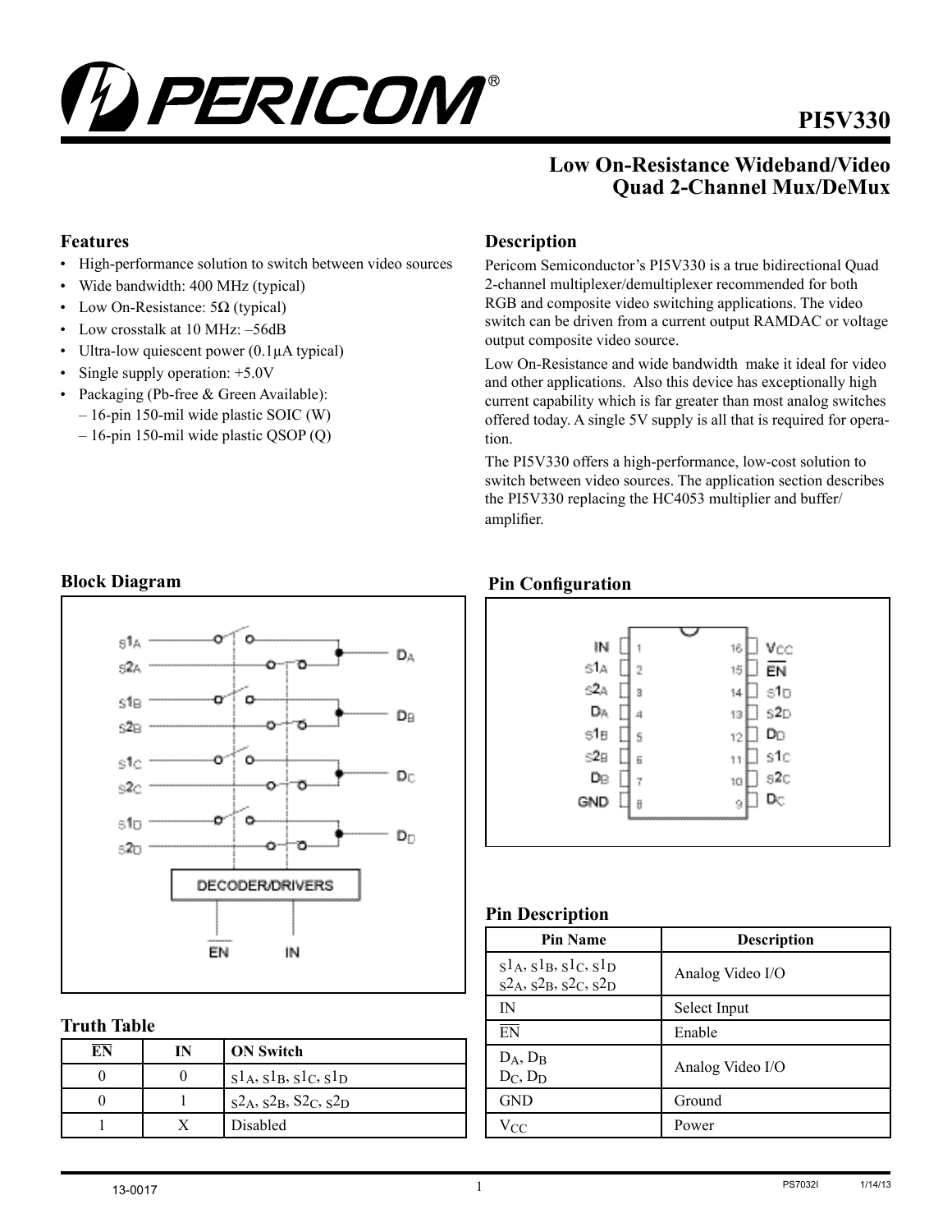# PI5V330

## Low On-Resistance Wideband/Video Quad 2-Channel Mux/DeMux

### Features

- High-performance solution to switch between video sources
- Wide bandwidth: 400 MHz (typical)
- Low On-Resistance: 5Ω (typical)
- Low crosstalk at 10 MHz: –56dB
- Ultra-low quiescent power (0.1µA typical)
- Single supply operation: +5.0V
- Packaging (Pb-free & Green Available):
  - 16-pin 150-mil wide plastic SOIC (W)
  - 16-pin 150-mil wide plastic QSOP (Q)

### Description

Pericom Semiconductor's PI5V330 is a true bidirectional Quad 2-channel multiplexer/demultiplexer recommended for both RGB and composite video switching applications. The video switch can be driven from a current output RAMDAC or voltage output composite video source.

Low On-Resistance and wide bandwidth make it ideal for video and other applications. Also this device has exceptionally high current capability which is far greater than most analog switches offered today. A single 5V supply is all that is required for operation.

The PI5V330 offers a high-performance, low-cost solution to switch between video sources. The application section describes the PI5V330 replacing the HC4053 multiplier and buffer/amplifier.

### Block Diagram

### Pin Configuration

| Pin | Name | Pin | Name |
|---|---|---|---|
| 1 | IN | 16 | $V_{CC}$ |
| 2 | $S1_A$ | 15 | $\overline{EN}$ |
| 3 | $S2_A$ | 14 | $S1_D$ |
| 4 | $D_A$ | 13 | $S2_D$ |
| 5 | $S1_B$ | 12 | $D_D$ |
| 6 | $S2_B$ | 11 | $S1_C$ |
| 7 | $D_B$ | 10 | $S2_C$ |
| 8 | GND | 9 | $D_C$ |

### Truth Table

| $\overline{EN}$ | IN | ON Switch |
|---|---|---|
| 0 | 0 | $S1_A$, $S1_B$, $S1_C$, $S1_D$ |
| 0 | 1 | $S2_A$, $S2_B$, $S2_C$, $S2_D$ |
| 1 | X | Disabled |

### Pin Description

| Pin Name | Description |
|---|---|
| $S1_A$, $S1_B$, $S1_C$, $S1_D$ $S2_A$, $S2_B$, $S2_C$, $S2_D$ | Analog Video I/O |
| IN | Select Input |
| $\overline{EN}$ | Enable |
| $D_A$, $D_B$ $D_C$, $D_D$ | Analog Video I/O |
| GND | Ground |
| $V_{CC}$ | Power |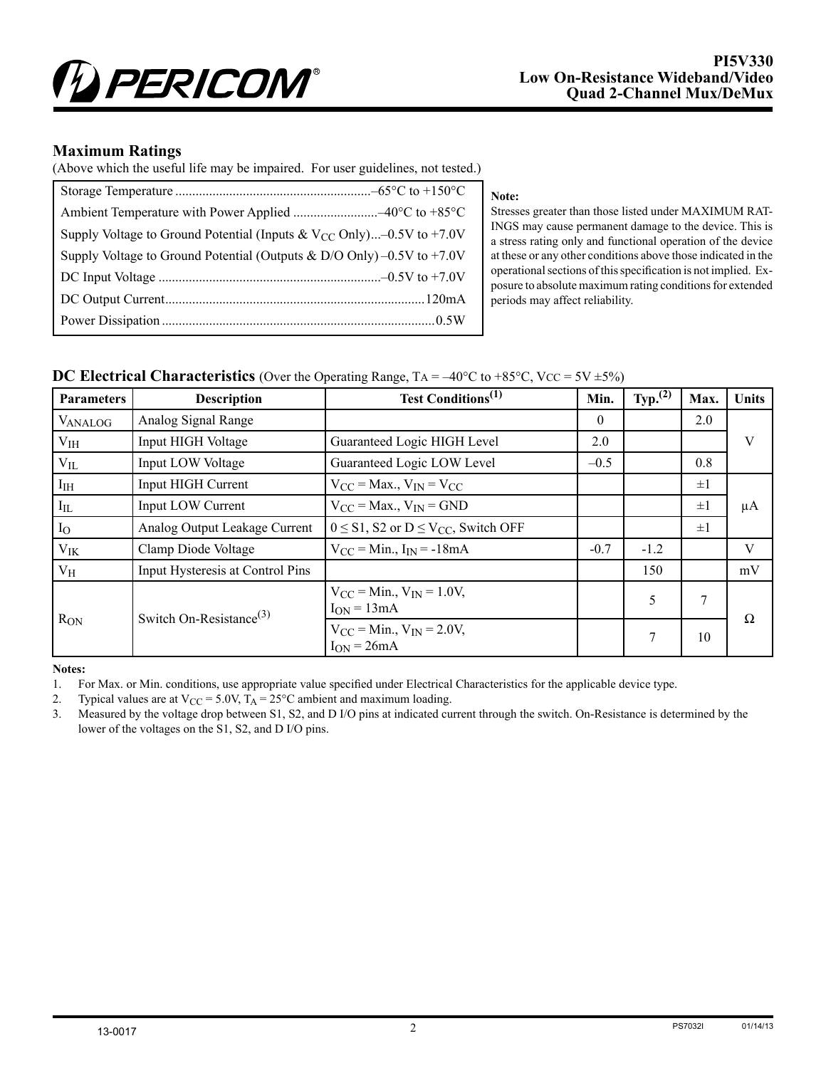## Maximum Ratings

(Above which the useful life may be impaired. For user guidelines, not tested.)

| | |
|---|---|
| Storage Temperature | –65°C to +150°C |
| Ambient Temperature with Power Applied | –40°C to +85°C |
| Supply Voltage to Ground Potential (Inputs & $V_{CC}$ Only) | –0.5V to +7.0V |
| Supply Voltage to Ground Potential (Outputs & D/O Only) | –0.5V to +7.0V |
| DC Input Voltage | –0.5V to +7.0V |
| DC Output Current | 120mA |
| Power Dissipation | 0.5W |

**Note:**

Stresses greater than those listed under MAXIMUM RATINGS may cause permanent damage to the device. This is a stress rating only and functional operation of the device at these or any other conditions above those indicated in the operational sections of this specification is not implied. Exposure to absolute maximum rating conditions for extended periods may affect reliability.

## DC Electrical Characteristics (Over the Operating Range, $T_A$ = –40°C to +85°C, $V_{CC}$ = 5V ±5%)

| Parameters | Description | Test Conditions[1] | Min. | Typ.[2] | Max. | Units |
|---|---|---|---|---|---|---|
| $V_{ANALOG}$ | Analog Signal Range | | 0 | | 2.0 | V |
| $V_{IH}$ | Input HIGH Voltage | Guaranteed Logic HIGH Level | 2.0 | | | V |
| $V_{IL}$ | Input LOW Voltage | Guaranteed Logic LOW Level | –0.5 | | 0.8 | V |
| $I_{IH}$ | Input HIGH Current | $V_{CC}$ = Max., $V_{IN}$ = $V_{CC}$ | | | ±1 | µA |
| $I_{IL}$ | Input LOW Current | $V_{CC}$ = Max., $V_{IN}$ = GND | | | ±1 | µA |
| $I_O$ | Analog Output Leakage Current | $0 \leq$ S1, S2 or D $\leq V_{CC}$, Switch OFF | | | ±1 | µA |
| $V_{IK}$ | Clamp Diode Voltage | $V_{CC}$ = Min., $I_{IN}$ = -18mA | -0.7 | -1.2 | | V |
| $V_H$ | Input Hysteresis at Control Pins | | | 150 | | mV |
| $R_{ON}$ | Switch On-Resistance[3] | $V_{CC}$ = Min., $V_{IN}$ = 1.0V, $I_{ON}$ = 13mA | | 5 | 7 | Ω |
| | | $V_{CC}$ = Min., $V_{IN}$ = 2.0V, $I_{ON}$ = 26mA | | 7 | 10 | Ω |

**Notes:**

1. For Max. or Min. conditions, use appropriate value specified under Electrical Characteristics for the applicable device type.
2. Typical values are at $V_{CC}$ = 5.0V, $T_A$ = 25°C ambient and maximum loading.
3. Measured by the voltage drop between S1, S2, and D I/O pins at indicated current through the switch. On-Resistance is determined by the lower of the voltages on the S1, S2, and D I/O pins.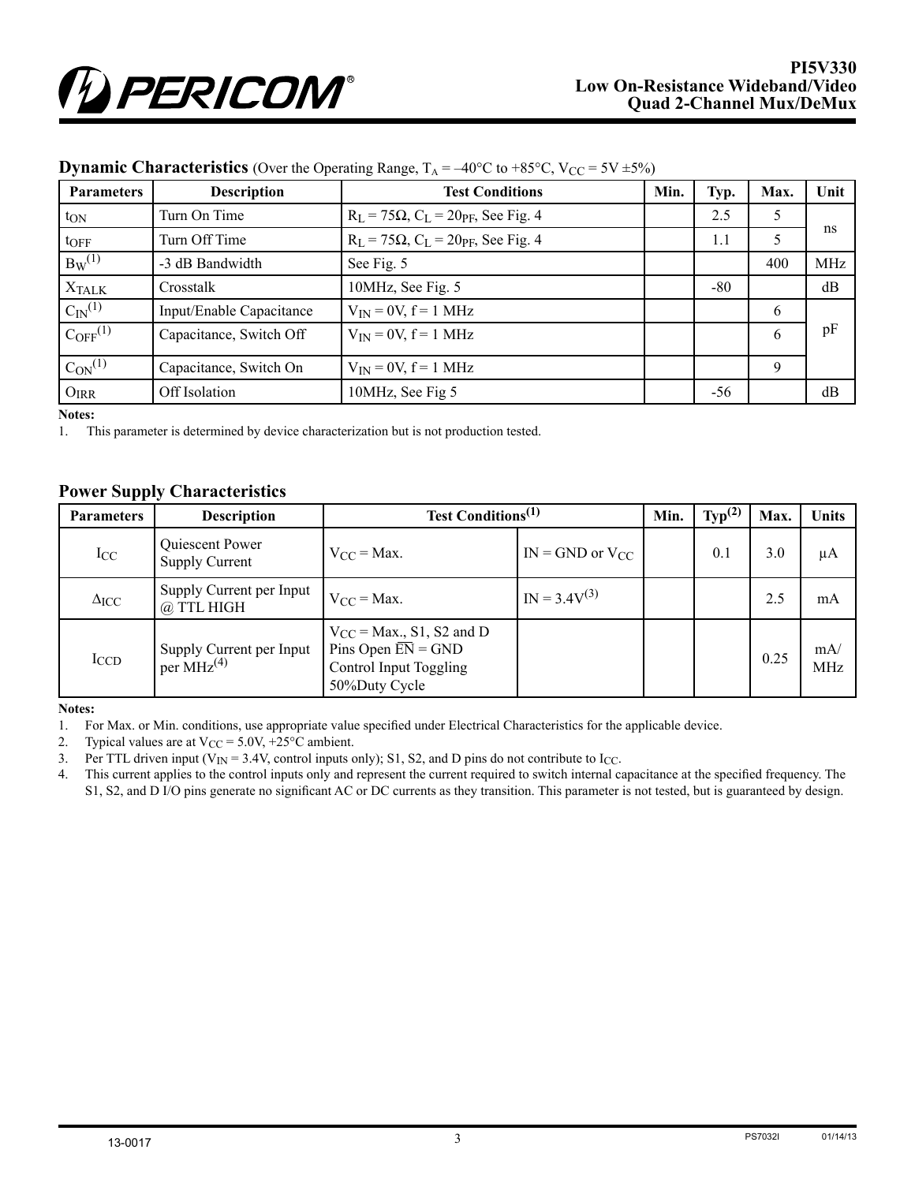## Dynamic Characteristics (Over the Operating Range, $T_A$ = –40°C to +85°C, $V_{CC}$ = 5V ±5%)

| Parameters | Description | Test Conditions | Min. | Typ. | Max. | Unit |
|---|---|---|---|---|---|---|
| $t_{ON}$ | Turn On Time | $R_L = 75\Omega$, $C_L = 20_{PF}$, See Fig. 4 | | 2.5 | 5 | ns |
| $t_{OFF}$ | Turn Off Time | $R_L = 75\Omega$, $C_L = 20_{PF}$, See Fig. 4 | | 1.1 | 5 | |
| $B_W$(1) | -3 dB Bandwidth | See Fig. 5 | | | 400 | MHz |
| $X_{TALK}$ | Crosstalk | 10MHz, See Fig. 5 | | -80 | | dB |
| $C_{IN}$(1) | Input/Enable Capacitance | $V_{IN}$ = 0V, f = 1 MHz | | | 6 | pF |
| $C_{OFF}$(1) | Capacitance, Switch Off | $V_{IN}$ = 0V, f = 1 MHz | | | 6 | |
| $C_{ON}$(1) | Capacitance, Switch On | $V_{IN}$ = 0V, f = 1 MHz | | | 9 | |
| $O_{IRR}$ | Off Isolation | 10MHz, See Fig 5 | | -56 | | dB |

**Notes:**

1. This parameter is determined by device characterization but is not production tested.

## Power Supply Characteristics

| Parameters | Description | Test Conditions(1) | | Min. | Typ(2) | Max. | Units |
|---|---|---|---|---|---|---|---|
| $I_{CC}$ | Quiescent Power Supply Current | $V_{CC}$ = Max. | IN = GND or $V_{CC}$ | | 0.1 | 3.0 | µA |
| $\Delta I_{CC}$ | Supply Current per Input @ TTL HIGH | $V_{CC}$ = Max. | IN = 3.4V(3) | | | 2.5 | mA |
| $I_{CCD}$ | Supply Current per Input per MHz(4) | $V_{CC}$ = Max., S1, S2 and D Pins Open $\overline{EN}$ = GND Control Input Toggling 50%Duty Cycle | | | | 0.25 | mA/ MHz |

**Notes:**

1. For Max. or Min. conditions, use appropriate value specified under Electrical Characteristics for the applicable device.
2. Typical values are at $V_{CC}$ = 5.0V, +25°C ambient.
3. Per TTL driven input ($V_{IN}$ = 3.4V, control inputs only); S1, S2, and D pins do not contribute to $I_{CC}$.
4. This current applies to the control inputs only and represent the current required to switch internal capacitance at the specified frequency. The S1, S2, and D I/O pins generate no significant AC or DC currents as they transition. This parameter is not tested, but is guaranteed by design.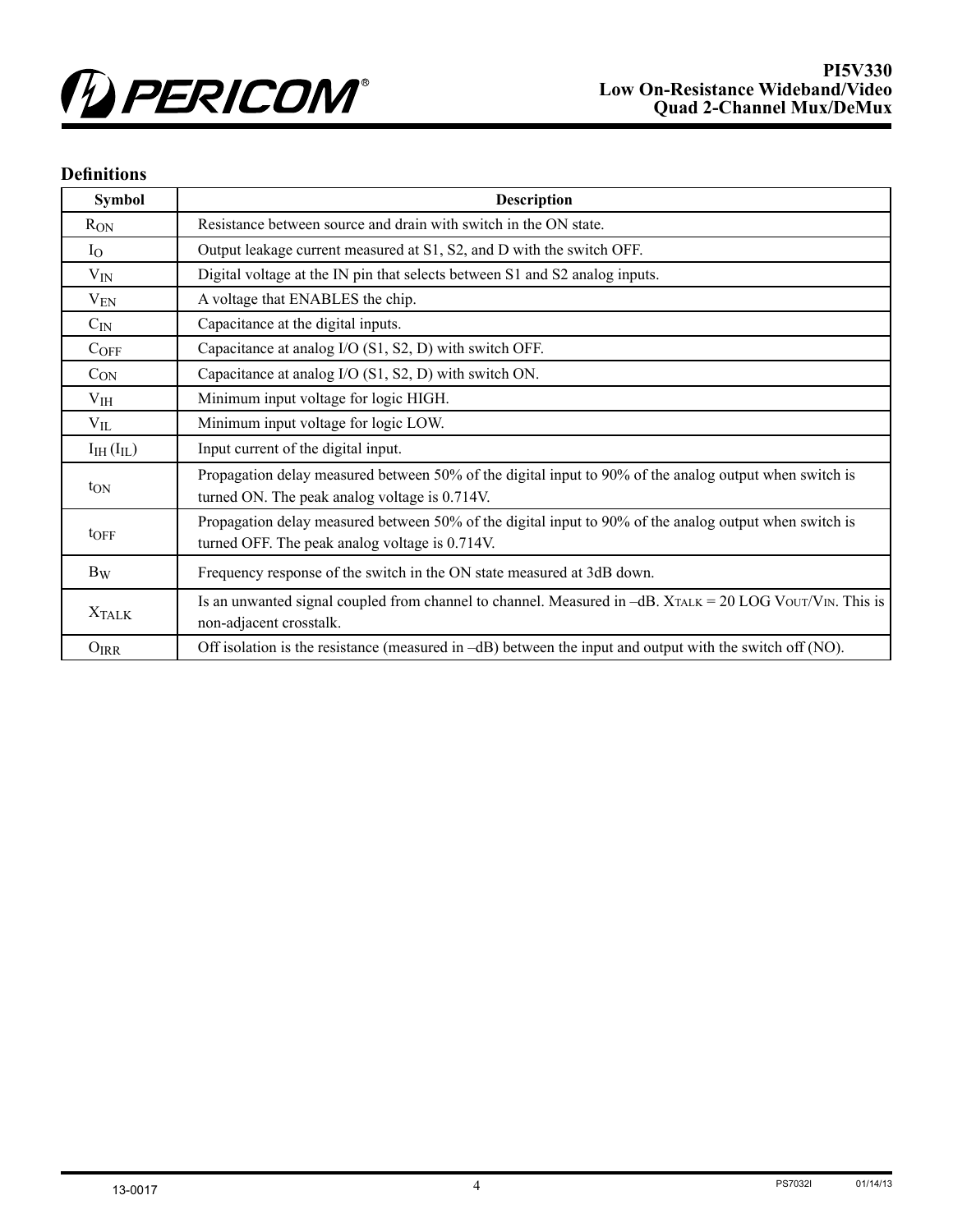## Definitions

| Symbol | Description |
| --- | --- |
| $R_{ON}$ | Resistance between source and drain with switch in the ON state. |
| $I_O$ | Output leakage current measured at S1, S2, and D with the switch OFF. |
| $V_{IN}$ | Digital voltage at the IN pin that selects between S1 and S2 analog inputs. |
| $V_{EN}$ | A voltage that ENABLES the chip. |
| $C_{IN}$ | Capacitance at the digital inputs. |
| $C_{OFF}$ | Capacitance at analog I/O (S1, S2, D) with switch OFF. |
| $C_{ON}$ | Capacitance at analog I/O (S1, S2, D) with switch ON. |
| $V_{IH}$ | Minimum input voltage for logic HIGH. |
| $V_{IL}$ | Minimum input voltage for logic LOW. |
| $I_{IH}$ ($I_{IL}$) | Input current of the digital input. |
| $t_{ON}$ | Propagation delay measured between 50% of the digital input to 90% of the analog output when switch is turned ON. The peak analog voltage is 0.714V. |
| $t_{OFF}$ | Propagation delay measured between 50% of the digital input to 90% of the analog output when switch is turned OFF. The peak analog voltage is 0.714V. |
| $B_W$ | Frequency response of the switch in the ON state measured at 3dB down. |
| $X_{TALK}$ | Is an unwanted signal coupled from channel to channel. Measured in –dB. $X_{TALK} = 20 \text{ LOG } V_{OUT}/V_{IN}$. This is non-adjacent crosstalk. |
| $O_{IRR}$ | Off isolation is the resistance (measured in –dB) between the input and output with the switch off (NO). |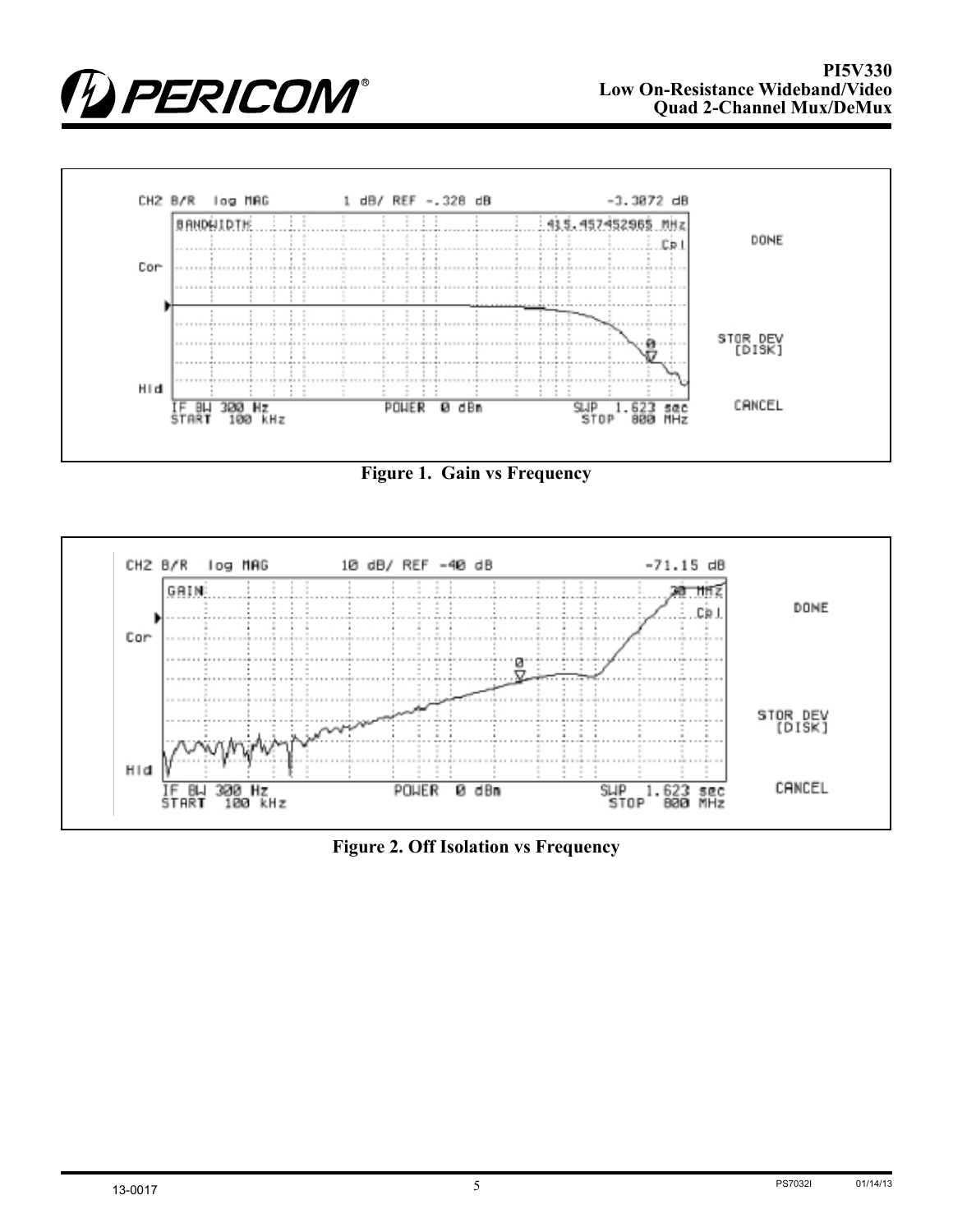Figure 1. Gain vs Frequency

Figure 2. Off Isolation vs Frequency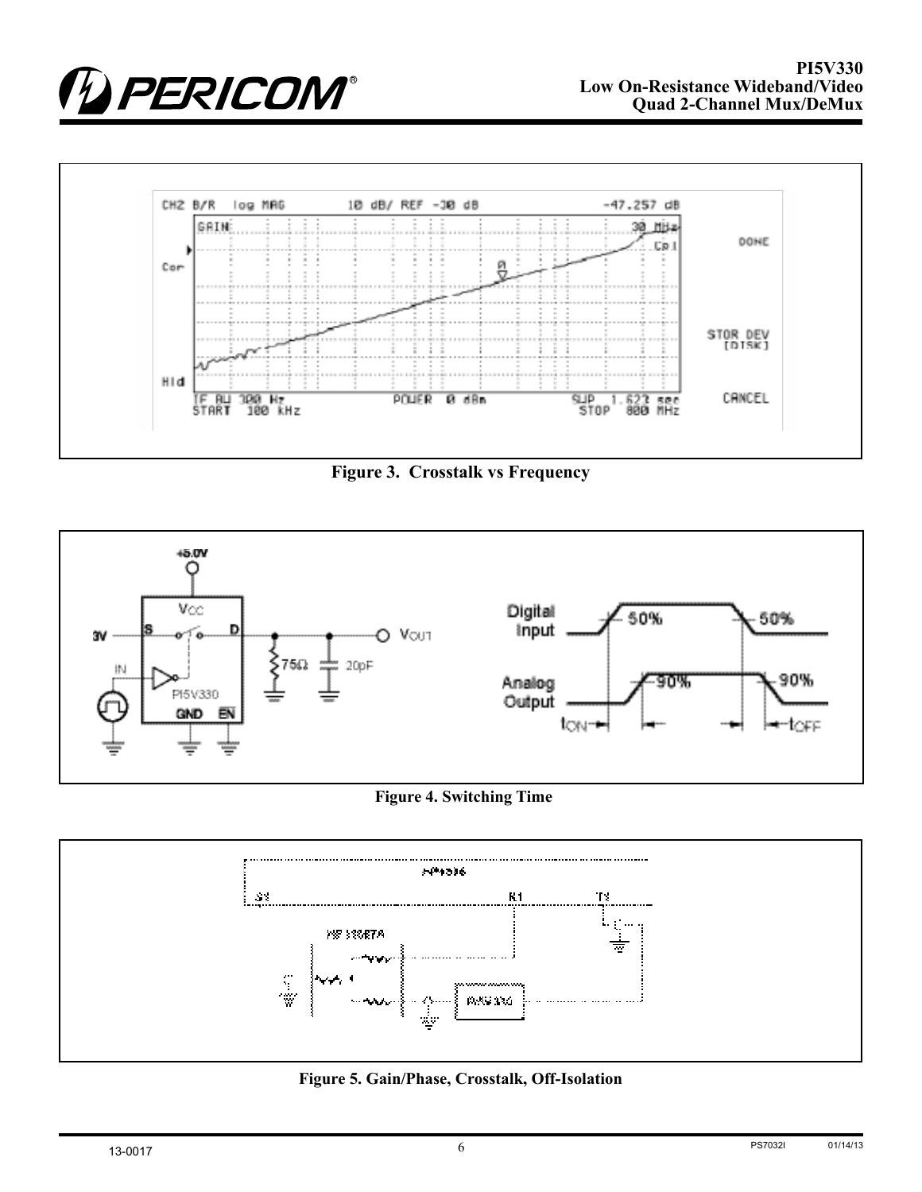**Figure 3. Crosstalk vs Frequency**

**Figure 4. Switching Time**

**Figure 5. Gain/Phase, Crosstalk, Off-Isolation**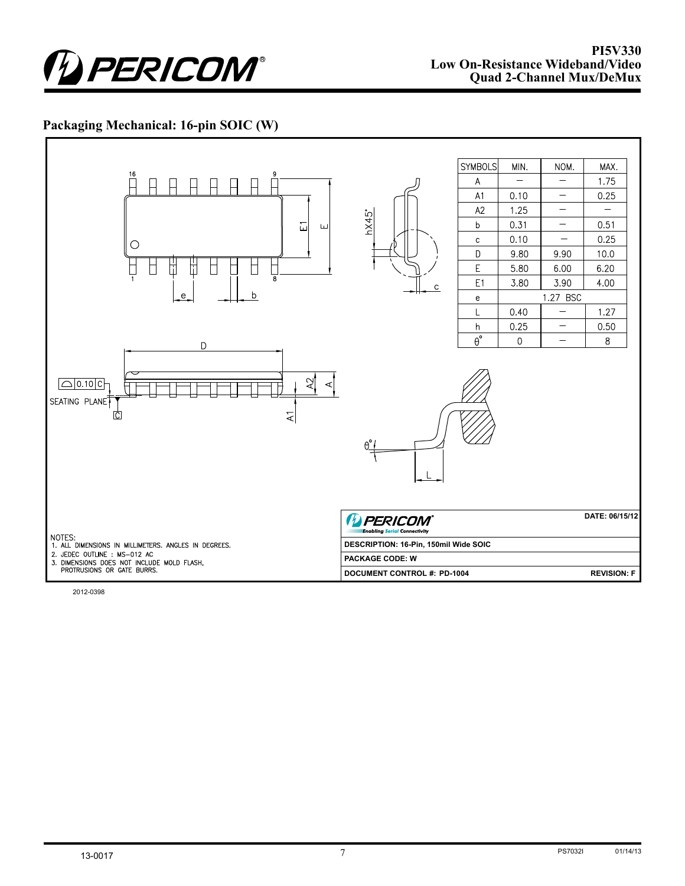## Packaging Mechanical: 16-pin SOIC (W)

| SYMBOLS | MIN. | NOM. | MAX. |
|---|---|---|---|
| A | — | — | 1.75 |
| A1 | 0.10 | — | 0.25 |
| A2 | 1.25 | — | — |
| b | 0.31 | — | 0.51 |
| c | 0.10 | — | 0.25 |
| D | 9.80 | 9.90 | 10.0 |
| E | 5.80 | 6.00 | 6.20 |
| E1 | 3.80 | 3.90 | 4.00 |
| e | 1.27 BSC | | |
| L | 0.40 | — | 1.27 |
| h | 0.25 | — | 0.50 |
| θ° | 0 | — | 8 |

NOTES:
1. ALL DIMENSIONS IN MILLIMETERS. ANGLES IN DEGREES.
2. JEDEC OUTLINE : MS–012 AC
3. DIMENSIONS DOES NOT INCLUDE MOLD FLASH, PROTRUSIONS OR GATE BURRS.

| PERICOM Enabling Serial Connectivity | DATE: 06/15/12 |
|---|---|
| DESCRIPTION: 16-Pin, 150mil Wide SOIC | |
| PACKAGE CODE: W | |
| DOCUMENT CONTROL #: PD-1004 | REVISION: F |

2012-0398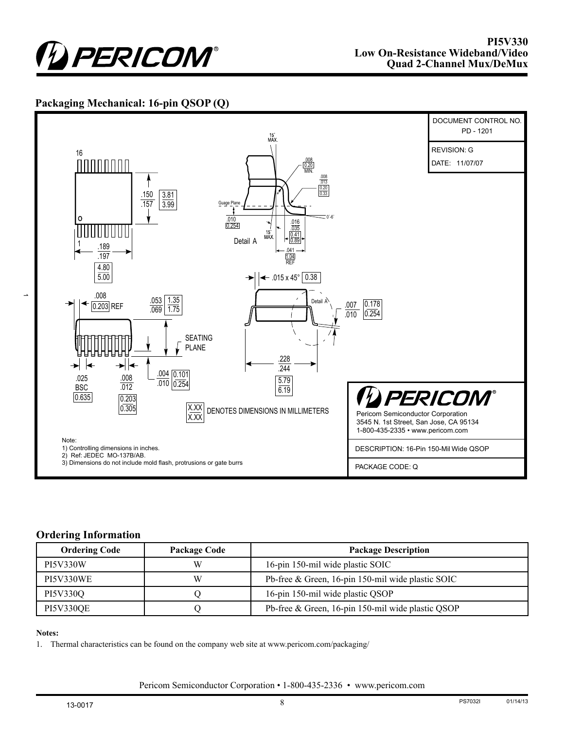## Packaging Mechanical: 16-pin QSOP (Q)

DOCUMENT CONTROL NO. PD - 1201

REVISION: G

DATE: 11/07/07

16

1

.150 / .157 — 3.81 / 3.99

.189 / .197 — 4.80 / 5.00

15° MAX.

.008 / 0.20 MIN.

.008 / .013 — 0.20 / 0.33

Guage Plane

.010 / 0.254

0°-6°

.016 / .035 — 0.41 / 0.89

15° MAX.

Detail A

.041 / 1.04 REF

.015 x 45° 0.38

.008 / 0.203 REF

.053 / .069 — 1.35 / 1.75

Detail A

.007 / .010 — 0.178 / 0.254

SEATING PLANE

.228 / .244 — 5.79 / 6.19

.025 BSC 0.635

.008 / .012 — 0.203 / 0.305

.004 / .010 — 0.101 / 0.254

X.XX / X.XX DENOTES DIMENSIONS IN MILLIMETERS

Note:
1) Controlling dimensions in inches.
2) Ref: JEDEC MO-137B/AB.
3) Dimensions do not include mold flash, protrusions or gate burrs

PERICOM

Pericom Semiconductor Corporation
3545 N. 1st Street, San Jose, CA 95134
1-800-435-2335 • www.pericom.com

DESCRIPTION: 16-Pin 150-Mil Wide QSOP

PACKAGE CODE: Q

## Ordering Information

| Ordering Code | Package Code | Package Description |
|---|---|---|
| PI5V330W | W | 16-pin 150-mil wide plastic SOIC |
| PI5V330WE | W | Pb-free & Green, 16-pin 150-mil wide plastic SOIC |
| PI5V330Q | Q | 16-pin 150-mil wide plastic QSOP |
| PI5V330QE | Q | Pb-free & Green, 16-pin 150-mil wide plastic QSOP |

**Notes:**

1. Thermal characteristics can be found on the company web site at www.pericom.com/packaging/